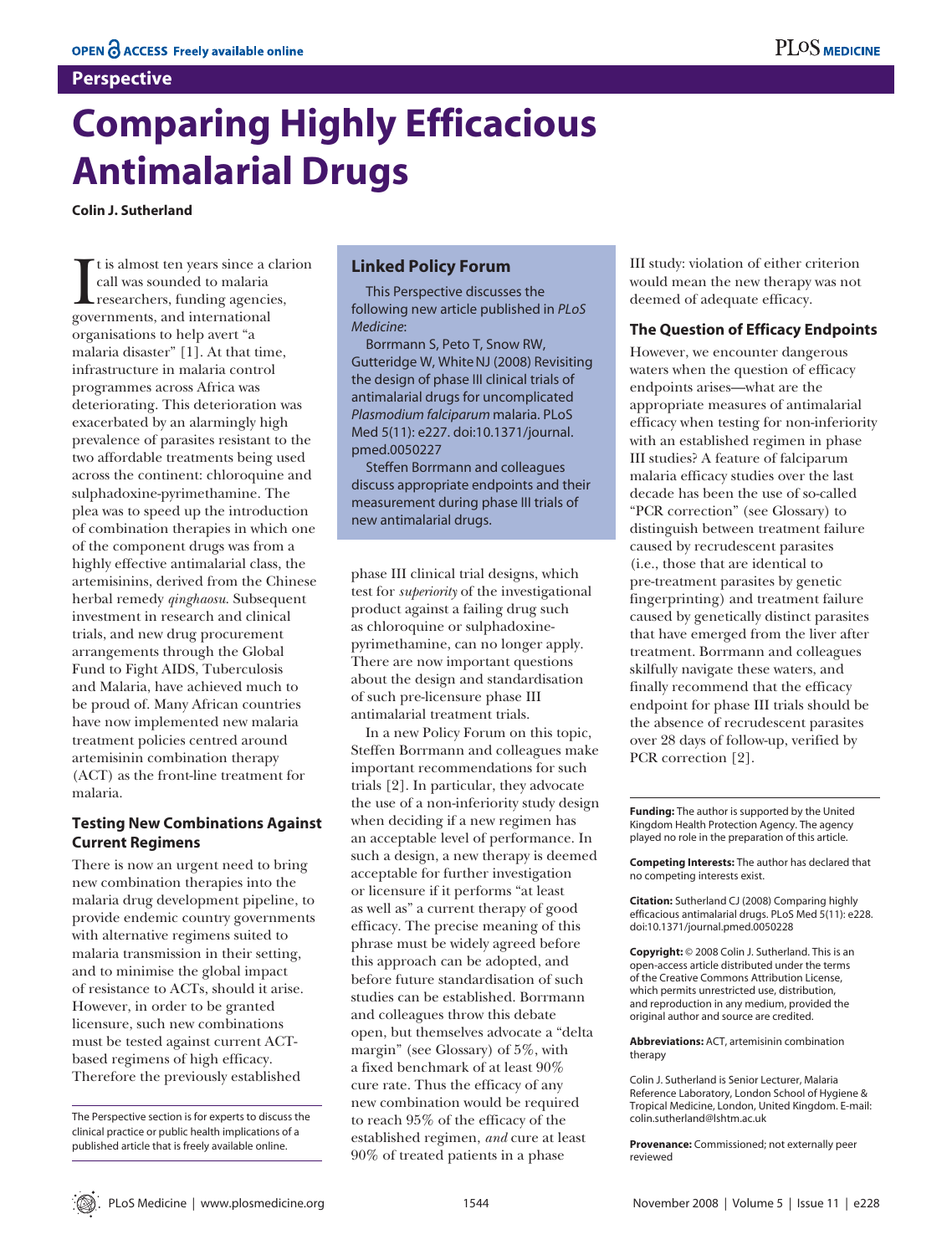# Comparing Highly Efficacious Antimalarial Drugs

**Colin J. Sutherland**

It is almost ten years since a clarion call was sounded to malaria researchers, funding agencies, governments, and international organisations to help avert "a malaria disaster" [1]. At that time, infrastructure in malaria control programmes across Africa was deteriorating. This deterioration was exacerbated by an alarmingly high prevalence of parasites resistant to the two affordable treatments being used across the continent: chloroquine and sulphadoxine-pyrimethamine. The plea was to speed up the introduction of combination therapies in which one of the component drugs was from a highly effective antimalarial class, the artemisinins, derived from the Chinese herbal remedy *qinghaosu*. Subsequent investment in research and clinical trials, and new drug procurement arrangements through the Global Fund to Fight AIDS, Tuberculosis and Malaria, have achieved much to be proud of. Many African countries have now implemented new malaria treatment policies centred around artemisinin combination therapy (ACT) as the front-line treatment for malaria.

## Testing New Combinations Against Current Regimens

There is now an urgent need to bring new combination therapies into the malaria drug development pipeline, to provide endemic country governments with alternative regimens suited to malaria transmission in their setting, and to minimise the global impact of resistance to ACTs, should it arise. However, in order to be granted licensure, such new combinations must be tested against current ACT-based regimens of high efficacy. Therefore the previously established phase III clinical trial designs, which test for *superiority* of the investigational product against a failing drug such as chloroquine or sulphadoxine-pyrimethamine, can no longer apply. There are now important questions about the design and standardisation of such pre-licensure phase III antimalarial treatment trials.

In a new Policy Forum on this topic, Steffen Borrmann and colleagues make important recommendations for such trials [2]. In particular, they advocate the use of a non-inferiority study design when deciding if a new regimen has an acceptable level of performance. In such a design, a new therapy is deemed acceptable for further investigation or licensure if it performs "at least as well as" a current therapy of good efficacy. The precise meaning of this phrase must be widely agreed before this approach can be adopted, and before future standardisation of such studies can be established. Borrmann and colleagues throw this debate open, but themselves advocate a "delta margin" (see Glossary) of 5%, with a fixed benchmark of at least 90% cure rate. Thus the efficacy of any new combination would be required to reach 95% of the efficacy of the established regimen, *and* cure at least 90% of treated patients in a phase III study: violation of either criterion would mean the new therapy was not deemed of adequate efficacy.

> **Linked Policy Forum**
>
> This Perspective discusses the following new article published in *PLoS Medicine*:
>
> Borrmann S, Peto T, Snow RW, Gutteridge W, White NJ (2008) Revisiting the design of phase III clinical trials of antimalarial drugs for uncomplicated *Plasmodium falciparum* malaria. PLoS Med 5(11): e227. doi:10.1371/journal.pmed.0050227
>
> Steffen Borrmann and colleagues discuss appropriate endpoints and their measurement during phase III trials of new antimalarial drugs.

## The Question of Efficacy Endpoints

However, we encounter dangerous waters when the question of efficacy endpoints arises—what are the appropriate measures of antimalarial efficacy when testing for non-inferiority with an established regimen in phase III studies? A feature of falciparum malaria efficacy studies over the last decade has been the use of so-called "PCR correction" (see Glossary) to distinguish between treatment failure caused by recrudescent parasites (i.e., those that are identical to pre-treatment parasites by genetic fingerprinting) and treatment failure caused by genetically distinct parasites that have emerged from the liver after treatment. Borrmann and colleagues skilfully navigate these waters, and finally recommend that the efficacy endpoint for phase III trials should be the absence of recrudescent parasites over 28 days of follow-up, verified by PCR correction [2].

The Perspective section is for experts to discuss the clinical practice or public health implications of a published article that is freely available online.

**Funding:** The author is supported by the United Kingdom Health Protection Agency. The agency played no role in the preparation of this article.

**Competing Interests:** The author has declared that no competing interests exist.

**Citation:** Sutherland CJ (2008) Comparing highly efficacious antimalarial drugs. PLoS Med 5(11): e228. doi:10.1371/journal.pmed.0050228

**Copyright:** © 2008 Colin J. Sutherland. This is an open-access article distributed under the terms of the Creative Commons Attribution License, which permits unrestricted use, distribution, and reproduction in any medium, provided the original author and source are credited.

**Abbreviations:** ACT, artemisinin combination therapy

Colin J. Sutherland is Senior Lecturer, Malaria Reference Laboratory, London School of Hygiene & Tropical Medicine, London, United Kingdom. E-mail: colin.sutherland@lshtm.ac.uk

**Provenance:** Commissioned; not externally peer reviewed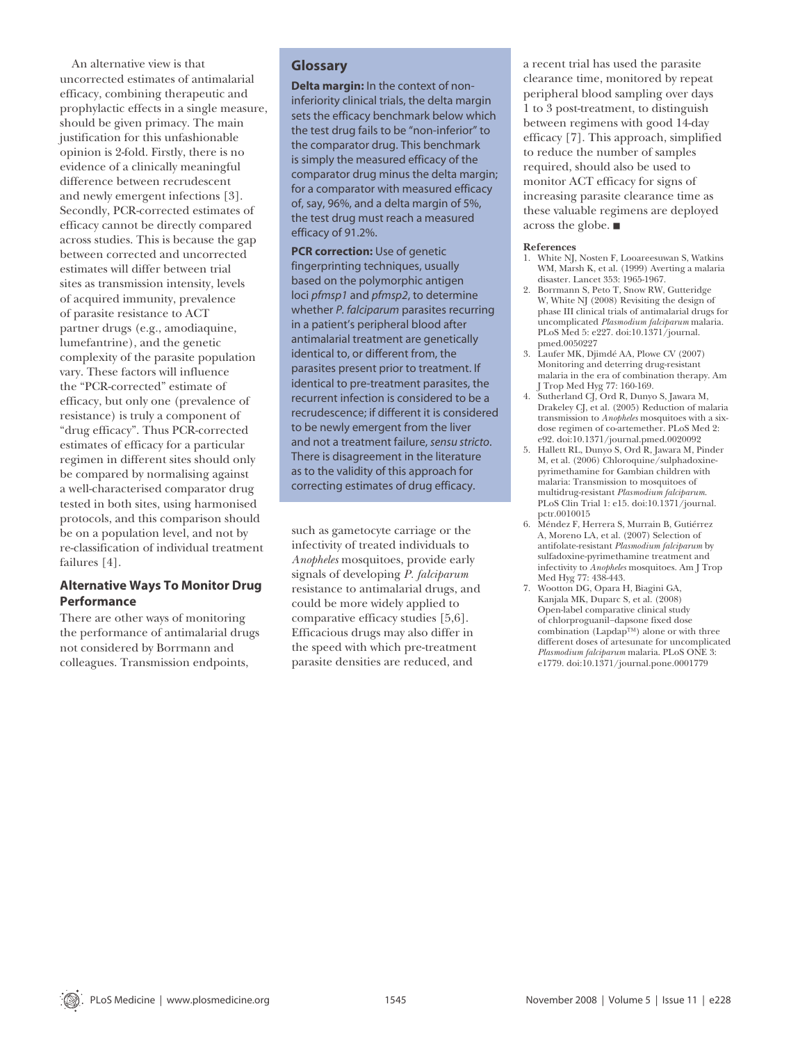An alternative view is that uncorrected estimates of antimalarial efficacy, combining therapeutic and prophylactic effects in a single measure, should be given primacy. The main justification for this unfashionable opinion is 2-fold. Firstly, there is no evidence of a clinically meaningful difference between recrudescent and newly emergent infections [3]. Secondly, PCR-corrected estimates of efficacy cannot be directly compared across studies. This is because the gap between corrected and uncorrected estimates will differ between trial sites as transmission intensity, levels of acquired immunity, prevalence of parasite resistance to ACT partner drugs (e.g., amodiaquine, lumefantrine), and the genetic complexity of the parasite population vary. These factors will influence the "PCR-corrected" estimate of efficacy, but only one (prevalence of resistance) is truly a component of "drug efficacy". Thus PCR-corrected estimates of efficacy for a particular regimen in different sites should only be compared by normalising against a well-characterised comparator drug tested in both sites, using harmonised protocols, and this comparison should be on a population level, and not by re-classification of individual treatment failures [4].

## Alternative Ways To Monitor Drug Performance

There are other ways of monitoring the performance of antimalarial drugs not considered by Borrmann and colleagues. Transmission endpoints, such as gametocyte carriage or the infectivity of treated individuals to *Anopheles* mosquitoes, provide early signals of developing *P. falciparum* resistance to antimalarial drugs, and could be more widely applied to comparative efficacy studies [5,6]. Efficacious drugs may also differ in the speed with which pre-treatment parasite densities are reduced, and a recent trial has used the parasite clearance time, monitored by repeat peripheral blood sampling over days 1 to 3 post-treatment, to distinguish between regimens with good 14-day efficacy [7]. This approach, simplified to reduce the number of samples required, should also be used to monitor ACT efficacy for signs of increasing parasite clearance time as these valuable regimens are deployed across the globe. ■

## Glossary

**Delta margin:** In the context of non-inferiority clinical trials, the delta margin sets the efficacy benchmark below which the test drug fails to be "non-inferior" to the comparator drug. This benchmark is simply the measured efficacy of the comparator drug minus the delta margin; for a comparator with measured efficacy of, say, 96%, and a delta margin of 5%, the test drug must reach a measured efficacy of 91.2%.

**PCR correction:** Use of genetic fingerprinting techniques, usually based on the polymorphic antigen loci *pfmsp1* and *pfmsp2*, to determine whether *P. falciparum* parasites recurring in a patient's peripheral blood after antimalarial treatment are genetically identical to, or different from, the parasites present prior to treatment. If identical to pre-treatment parasites, the recurrent infection is considered to be a recrudescence; if different it is considered to be newly emergent from the liver and not a treatment failure, *sensu stricto*. There is disagreement in the literature as to the validity of this approach for correcting estimates of drug efficacy.

### References

1. White NJ, Nosten F, Looareesuwan S, Watkins WM, Marsh K, et al. (1999) Averting a malaria disaster. Lancet 353: 1965-1967.
2. Borrmann S, Peto T, Snow RW, Gutteridge W, White NJ (2008) Revisiting the design of phase III clinical trials of antimalarial drugs for uncomplicated *Plasmodium falciparum* malaria. PLoS Med 5: e227. doi:10.1371/journal.pmed.0050227
3. Laufer MK, Djimdé AA, Plowe CV (2007) Monitoring and deterring drug-resistant malaria in the era of combination therapy. Am J Trop Med Hyg 77: 160-169.
4. Sutherland CJ, Ord R, Dunyo S, Jawara M, Drakeley CJ, et al. (2005) Reduction of malaria transmission to *Anopheles* mosquitoes with a six-dose regimen of co-artemether. PLoS Med 2: e92. doi:10.1371/journal.pmed.0020092
5. Hallett RL, Dunyo S, Ord R, Jawara M, Pinder M, et al. (2006) Chloroquine/sulphadoxine-pyrimethamine for Gambian children with malaria: Transmission to mosquitoes of multidrug-resistant *Plasmodium falciparum*. PLoS Clin Trial 1: e15. doi:10.1371/journal.pctr.0010015
6. Méndez F, Herrera S, Murrain B, Gutiérrez A, Moreno LA, et al. (2007) Selection of antifolate-resistant *Plasmodium falciparum* by sulfadoxine-pyrimethamine treatment and infectivity to *Anopheles* mosquitoes. Am J Trop Med Hyg 77: 438-443.
7. Wootton DG, Opara H, Biagini GA, Kanjala MK, Duparc S, et al. (2008) Open-label comparative clinical study of chlorproguanil–dapsone fixed dose combination (Lapdap™) alone or with three different doses of artesunate for uncomplicated *Plasmodium falciparum* malaria. PLoS ONE 3: e1779. doi:10.1371/journal.pone.0001779